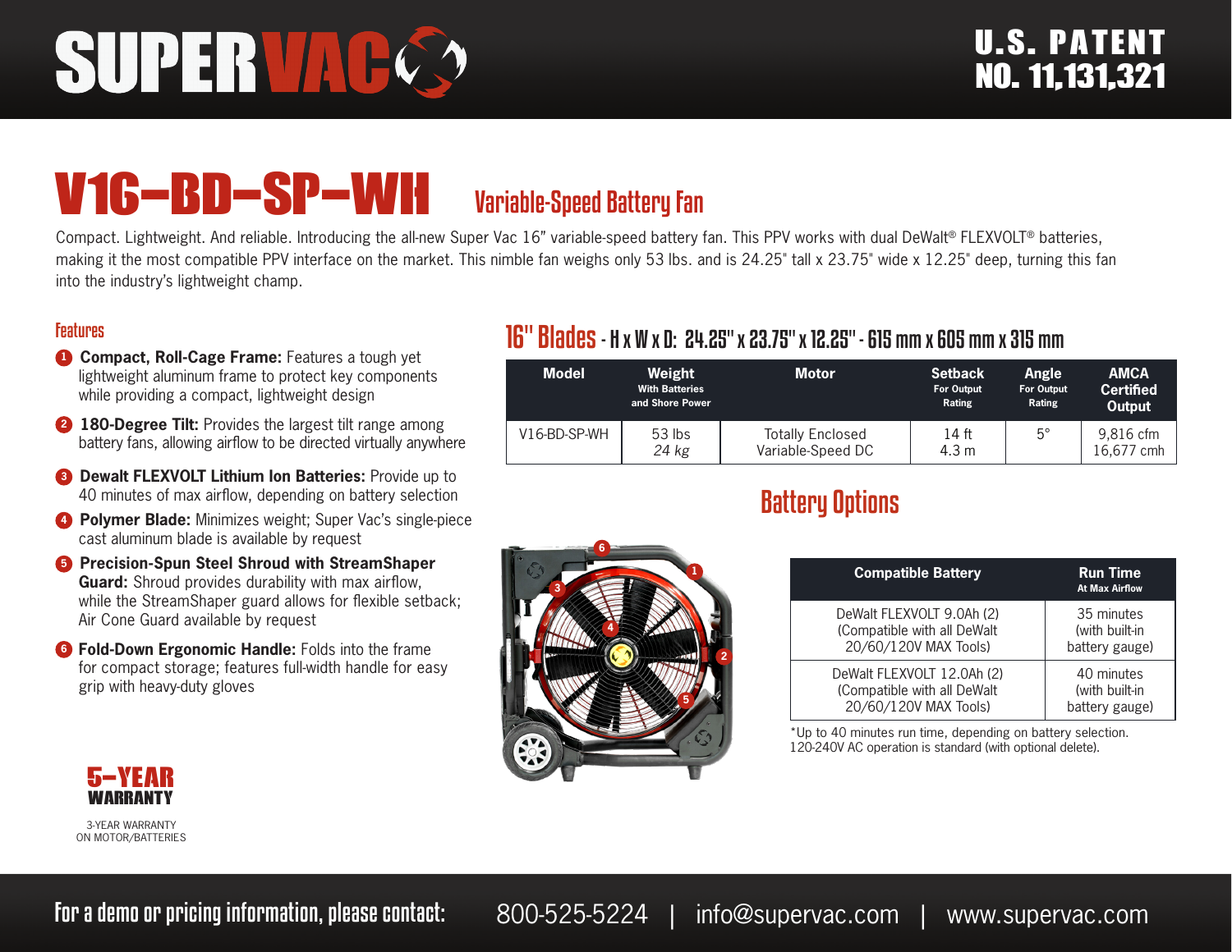# SUPER VAC

U.S. PATENT NO. 11,131,321

## V16-BD-SP-WH Variable-Speed Battery Fan

Compact. Lightweight. And reliable. Introducing the all-new Super Vac 16" variable-speed battery fan. This PPV works with dual DeWalt® FLEXVOLT® batteries, making it the most compatible PPV interface on the market. This nimble fan weighs only 53 lbs. and is 24.25" tall x 23.75" wide x 12.25" deep, turning this fan into the industry's lightweight champ.

### Features

1. **Compact, Roll-Cage Frame:** Features a tough yet lightweight aluminum frame to protect key components while providing a compact, lightweight design
2. **180-Degree Tilt:** Provides the largest tilt range among battery fans, allowing airflow to be directed virtually anywhere
3. **Dewalt FLEXVOLT Lithium Ion Batteries:** Provide up to 40 minutes of max airflow, depending on battery selection
4. **Polymer Blade:** Minimizes weight; Super Vac's single-piece cast aluminum blade is available by request
5. **Precision-Spun Steel Shroud with StreamShaper Guard:** Shroud provides durability with max airflow, while the StreamShaper guard allows for flexible setback; Air Cone Guard available by request
6. **Fold-Down Ergonomic Handle:** Folds into the frame for compact storage; features full-width handle for easy grip with heavy-duty gloves

### 16" Blades - H x W x D: 24.25" x 23.75" x 12.25" - 615 mm x 605 mm x 315 mm

| Model | Weight With Batteries and Shore Power | Motor | Setback For Output Rating | Angle For Output Rating | AMCA Certified Output |
|---|---|---|---|---|---|
| V16-BD-SP-WH | 53 lbs *24 kg* | Totally Enclosed Variable-Speed DC | 14 ft 4.3 m | 5° | 9,816 cfm 16,677 cmh |

### Battery Options

| Compatible Battery | Run Time At Max Airflow |
|---|---|
| DeWalt FLEXVOLT 9.0Ah (2) (Compatible with all DeWalt 20/60/120V MAX Tools) | 35 minutes (with built-in battery gauge) |
| DeWalt FLEXVOLT 12.0Ah (2) (Compatible with all DeWalt 20/60/120V MAX Tools) | 40 minutes (with built-in battery gauge) |

*Up to 40 minutes run time, depending on battery selection.
120-240V AC operation is standard (with optional delete).

**5-YEAR WARRANTY**

3-YEAR WARRANTY ON MOTOR/BATTERIES

**For a demo or pricing information, please contact:** 800-525-5224 | info@supervac.com | www.supervac.com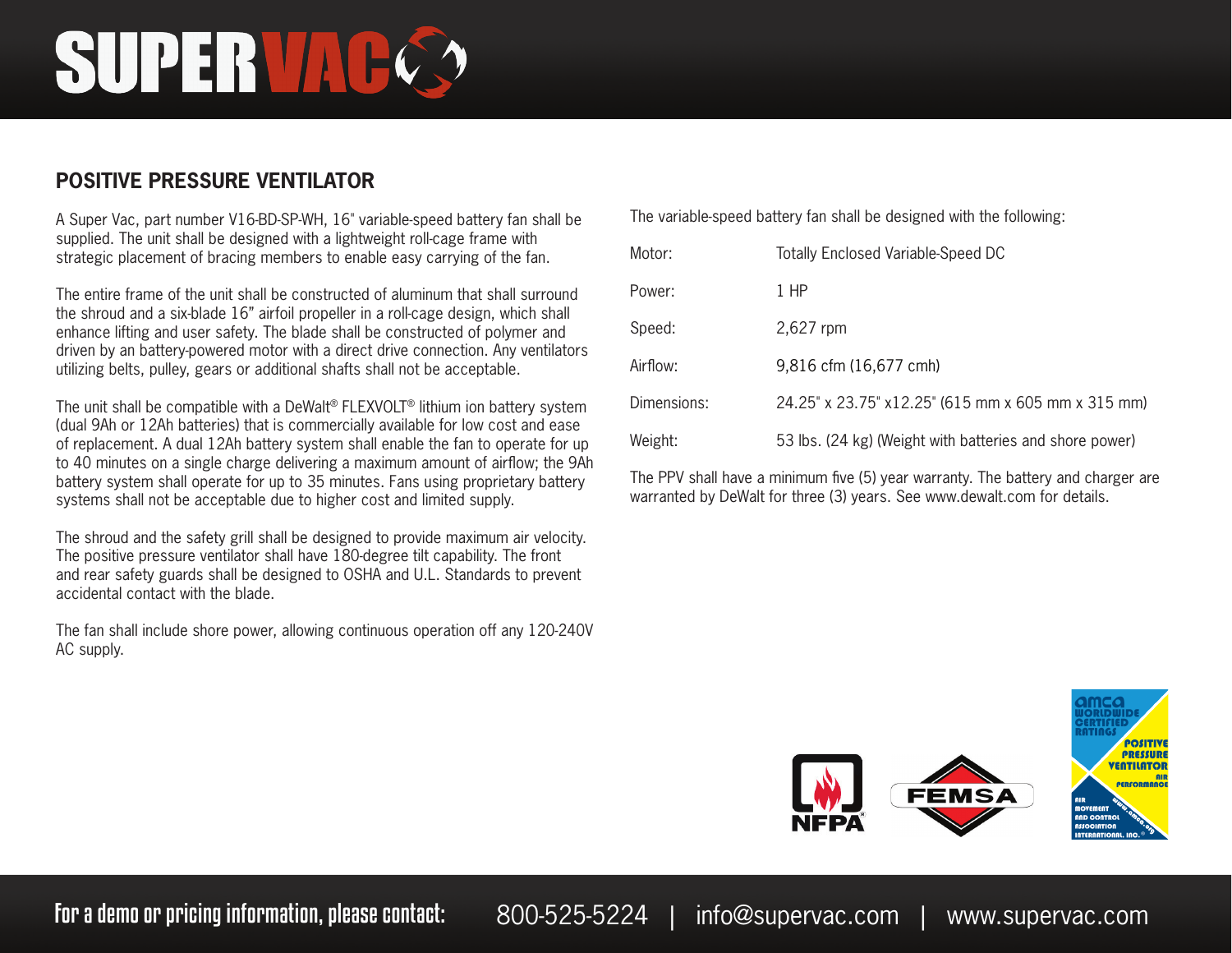SUPERVAC

## POSITIVE PRESSURE VENTILATOR

A Super Vac, part number V16-BD-SP-WH, 16" variable-speed battery fan shall be supplied. The unit shall be designed with a lightweight roll-cage frame with strategic placement of bracing members to enable easy carrying of the fan.

The entire frame of the unit shall be constructed of aluminum that shall surround the shroud and a six-blade 16" airfoil propeller in a roll-cage design, which shall enhance lifting and user safety. The blade shall be constructed of polymer and driven by an battery-powered motor with a direct drive connection. Any ventilators utilizing belts, pulley, gears or additional shafts shall not be acceptable.

The unit shall be compatible with a DeWalt® FLEXVOLT® lithium ion battery system (dual 9Ah or 12Ah batteries) that is commercially available for low cost and ease of replacement. A dual 12Ah battery system shall enable the fan to operate for up to 40 minutes on a single charge delivering a maximum amount of airflow; the 9Ah battery system shall operate for up to 35 minutes. Fans using proprietary battery systems shall not be acceptable due to higher cost and limited supply.

The shroud and the safety grill shall be designed to provide maximum air velocity. The positive pressure ventilator shall have 180-degree tilt capability. The front and rear safety guards shall be designed to OSHA and U.L. Standards to prevent accidental contact with the blade.

The fan shall include shore power, allowing continuous operation off any 120-240V AC supply.

The variable-speed battery fan shall be designed with the following:

| | |
|---|---|
| Motor: | Totally Enclosed Variable-Speed DC |
| Power: | 1 HP |
| Speed: | 2,627 rpm |
| Airflow: | 9,816 cfm (16,677 cmh) |
| Dimensions: | 24.25" x 23.75" x12.25" (615 mm x 605 mm x 315 mm) |
| Weight: | 53 lbs. (24 kg) (Weight with batteries and shore power) |

The PPV shall have a minimum five (5) year warranty. The battery and charger are warranted by DeWalt for three (3) years. See www.dewalt.com for details.

NFPA

FEMSA

AMCA WORLDWIDE CERTIFIED RATINGS
POSITIVE PRESSURE VENTILATOR
AIR PERFORMANCE
AIR MOVEMENT AND CONTROL ASSOCIATION INTERNATIONAL, INC.®
www.amca.org

**For a demo or pricing information, please contact:** 800-525-5224 | info@supervac.com | www.supervac.com